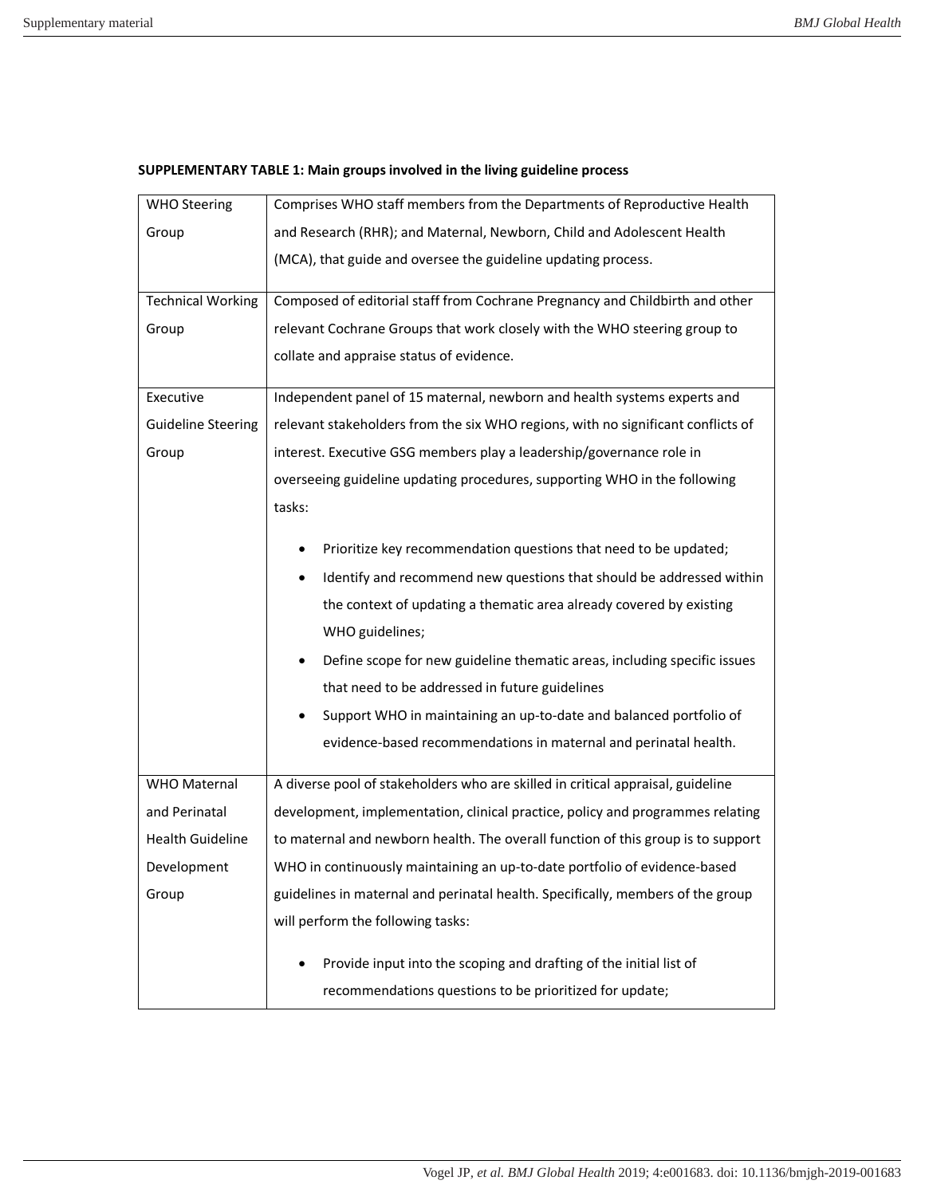**SUPPLEMENTARY TABLE 1: Main groups involved in the living guideline process**

| | |
|---|---|
| WHO Steering Group | Comprises WHO staff members from the Departments of Reproductive Health and Research (RHR); and Maternal, Newborn, Child and Adolescent Health (MCA), that guide and oversee the guideline updating process. |
| Technical Working Group | Composed of editorial staff from Cochrane Pregnancy and Childbirth and other relevant Cochrane Groups that work closely with the WHO steering group to collate and appraise status of evidence. |
| Executive Guideline Steering Group | Independent panel of 15 maternal, newborn and health systems experts and relevant stakeholders from the six WHO regions, with no significant conflicts of interest. Executive GSG members play a leadership/governance role in overseeing guideline updating procedures, supporting WHO in the following tasks: <br>• Prioritize key recommendation questions that need to be updated;<br>• Identify and recommend new questions that should be addressed within the context of updating a thematic area already covered by existing WHO guidelines;<br>• Define scope for new guideline thematic areas, including specific issues that need to be addressed in future guidelines<br>• Support WHO in maintaining an up-to-date and balanced portfolio of evidence-based recommendations in maternal and perinatal health. |
| WHO Maternal and Perinatal Health Guideline Development Group | A diverse pool of stakeholders who are skilled in critical appraisal, guideline development, implementation, clinical practice, policy and programmes relating to maternal and newborn health. The overall function of this group is to support WHO in continuously maintaining an up-to-date portfolio of evidence-based guidelines in maternal and perinatal health. Specifically, members of the group will perform the following tasks: <br>• Provide input into the scoping and drafting of the initial list of recommendations questions to be prioritized for update; |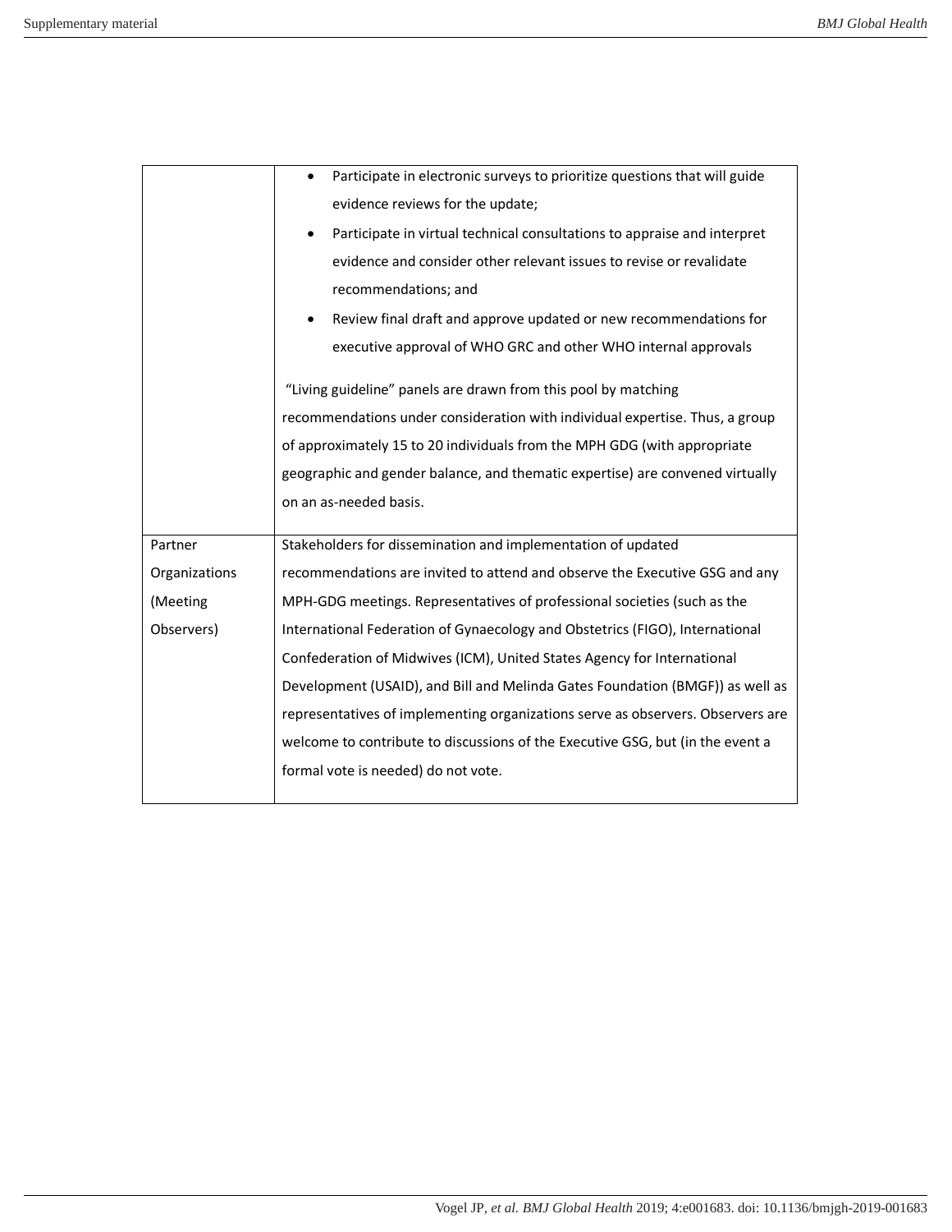| | |
|---|---|
| | • Participate in electronic surveys to prioritize questions that will guide evidence reviews for the update;<br>• Participate in virtual technical consultations to appraise and interpret evidence and consider other relevant issues to revise or revalidate recommendations; and<br>• Review final draft and approve updated or new recommendations for executive approval of WHO GRC and other WHO internal approvals<br><br>"Living guideline" panels are drawn from this pool by matching recommendations under consideration with individual expertise. Thus, a group of approximately 15 to 20 individuals from the MPH GDG (with appropriate geographic and gender balance, and thematic expertise) are convened virtually on an as-needed basis. |
| Partner Organizations (Meeting Observers) | Stakeholders for dissemination and implementation of updated recommendations are invited to attend and observe the Executive GSG and any MPH-GDG meetings. Representatives of professional societies (such as the International Federation of Gynaecology and Obstetrics (FIGO), International Confederation of Midwives (ICM), United States Agency for International Development (USAID), and Bill and Melinda Gates Foundation (BMGF)) as well as representatives of implementing organizations serve as observers. Observers are welcome to contribute to discussions of the Executive GSG, but (in the event a formal vote is needed) do not vote. |